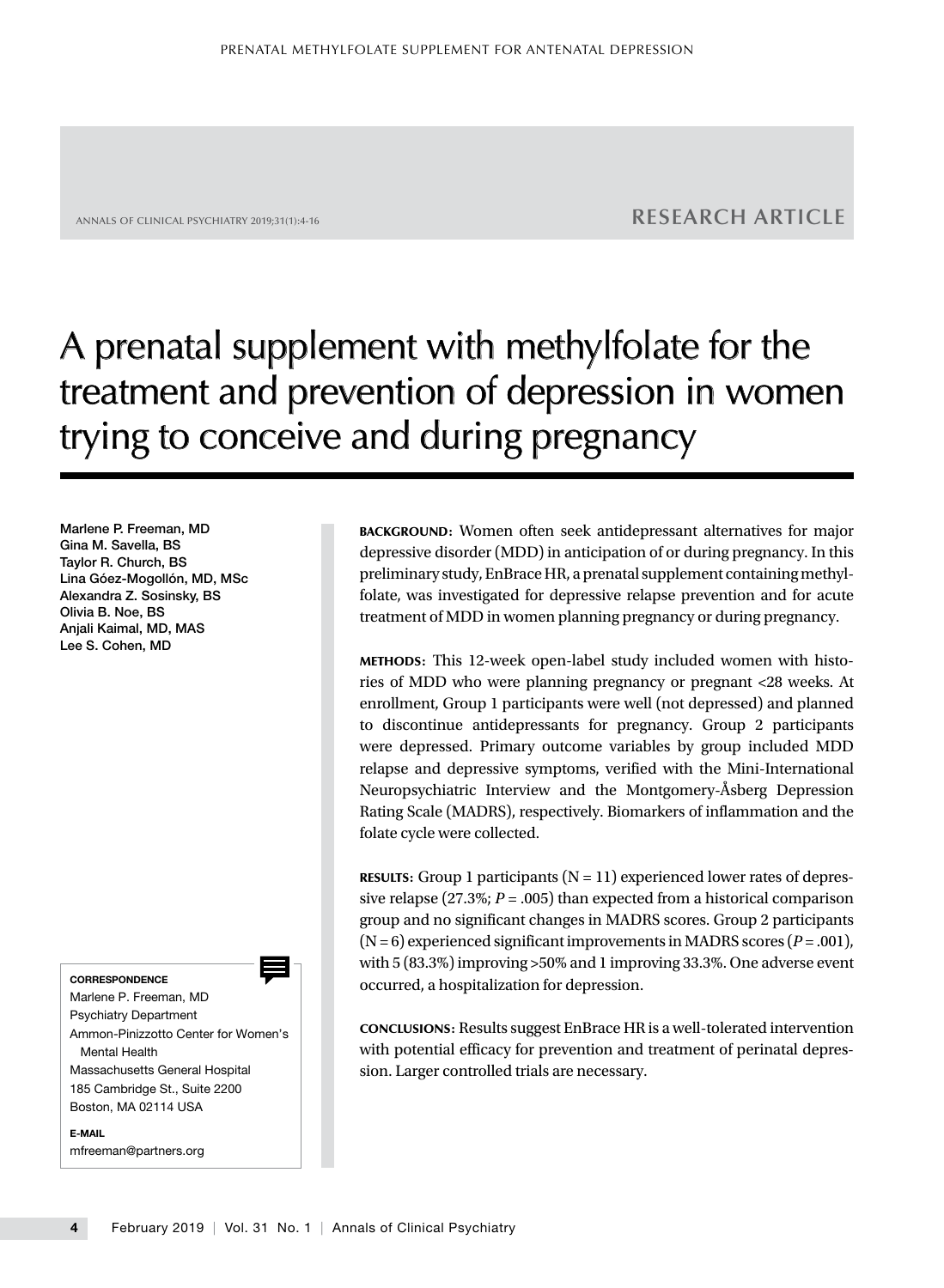RESEARCH ARTICLE

# A prenatal supplement with methylfolate for the treatment and prevention of depression in women trying to conceive and during pregnancy

Marlene P. Freeman, MD
Gina M. Savella, BS
Taylor R. Church, BS
Lina Góez-Mogollón, MD, MSc
Alexandra Z. Sosinsky, BS
Olivia B. Noe, BS
Anjali Kaimal, MD, MAS
Lee S. Cohen, MD

**BACKGROUND:** Women often seek antidepressant alternatives for major depressive disorder (MDD) in anticipation of or during pregnancy. In this preliminary study, EnBrace HR, a prenatal supplement containing methylfolate, was investigated for depressive relapse prevention and for acute treatment of MDD in women planning pregnancy or during pregnancy.

**METHODS:** This 12-week open-label study included women with histories of MDD who were planning pregnancy or pregnant <28 weeks. At enrollment, Group 1 participants were well (not depressed) and planned to discontinue antidepressants for pregnancy. Group 2 participants were depressed. Primary outcome variables by group included MDD relapse and depressive symptoms, verified with the Mini-International Neuropsychiatric Interview and the Montgomery-Åsberg Depression Rating Scale (MADRS), respectively. Biomarkers of inflammation and the folate cycle were collected.

**RESULTS:** Group 1 participants (N = 11) experienced lower rates of depressive relapse (27.3%; *P* = .005) than expected from a historical comparison group and no significant changes in MADRS scores. Group 2 participants (N = 6) experienced significant improvements in MADRS scores (*P* = .001), with 5 (83.3%) improving >50% and 1 improving 33.3%. One adverse event occurred, a hospitalization for depression.

**CONCLUSIONS:** Results suggest EnBrace HR is a well-tolerated intervention with potential efficacy for prevention and treatment of perinatal depression. Larger controlled trials are necessary.

**CORRESPONDENCE**
Marlene P. Freeman, MD
Psychiatry Department
Ammon-Pinizzotto Center for Women's Mental Health
Massachusetts General Hospital
185 Cambridge St., Suite 2200
Boston, MA 02114 USA

**E-MAIL**
mfreeman@partners.org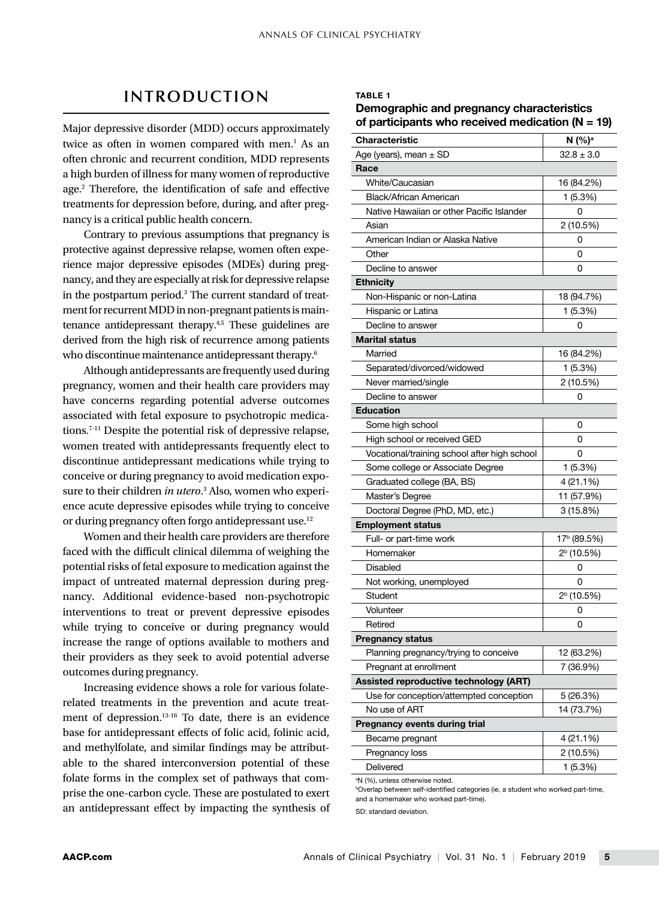## INTRODUCTION

Major depressive disorder (MDD) occurs approximately twice as often in women compared with men.[1] As an often chronic and recurrent condition, MDD represents a high burden of illness for many women of reproductive age.[2] Therefore, the identification of safe and effective treatments for depression before, during, and after pregnancy is a critical public health concern.

Contrary to previous assumptions that pregnancy is protective against depressive relapse, women often experience major depressive episodes (MDEs) during pregnancy, and they are especially at risk for depressive relapse in the postpartum period.[3] The current standard of treatment for recurrent MDD in non-pregnant patients is maintenance antidepressant therapy.[4,5] These guidelines are derived from the high risk of recurrence among patients who discontinue maintenance antidepressant therapy.[6]

Although antidepressants are frequently used during pregnancy, women and their health care providers may have concerns regarding potential adverse outcomes associated with fetal exposure to psychotropic medications.[7-11] Despite the potential risk of depressive relapse, women treated with antidepressants frequently elect to discontinue antidepressant medications while trying to conceive or during pregnancy to avoid medication exposure to their children *in utero*.[3] Also, women who experience acute depressive episodes while trying to conceive or during pregnancy often forgo antidepressant use.[12]

Women and their health care providers are therefore faced with the difficult clinical dilemma of weighing the potential risks of fetal exposure to medication against the impact of untreated maternal depression during pregnancy. Additional evidence-based non-psychotropic interventions to treat or prevent depressive episodes while trying to conceive or during pregnancy would increase the range of options available to mothers and their providers as they seek to avoid potential adverse outcomes during pregnancy.

Increasing evidence shows a role for various folate-related treatments in the prevention and acute treatment of depression.[13-16] To date, there is an evidence base for antidepressant effects of folic acid, folinic acid, and methylfolate, and similar findings may be attributable to the shared interconversion potential of these folate forms in the complex set of pathways that comprise the one-carbon cycle. These are postulated to exert an antidepressant effect by impacting the synthesis of

**TABLE 1**

**Demographic and pregnancy characteristics of participants who received medication (N = 19)**

| Characteristic | N (%)[a] |
|---|---|
| Age (years), mean ± SD | 32.8 ± 3.0 |
| **Race** | |
| White/Caucasian | 16 (84.2%) |
| Black/African American | 1 (5.3%) |
| Native Hawaiian or other Pacific Islander | 0 |
| Asian | 2 (10.5%) |
| American Indian or Alaska Native | 0 |
| Other | 0 |
| Decline to answer | 0 |
| **Ethnicity** | |
| Non-Hispanic or non-Latina | 18 (94.7%) |
| Hispanic or Latina | 1 (5.3%) |
| Decline to answer | 0 |
| **Marital status** | |
| Married | 16 (84.2%) |
| Separated/divorced/widowed | 1 (5.3%) |
| Never married/single | 2 (10.5%) |
| Decline to answer | 0 |
| **Education** | |
| Some high school | 0 |
| High school or received GED | 0 |
| Vocational/training school after high school | 0 |
| Some college or Associate Degree | 1 (5.3%) |
| Graduated college (BA, BS) | 4 (21.1%) |
| Master's Degree | 11 (57.9%) |
| Doctoral Degree (PhD, MD, etc.) | 3 (15.8%) |
| **Employment status** | |
| Full- or part-time work | 17[b] (89.5%) |
| Homemaker | 2[b] (10.5%) |
| Disabled | 0 |
| Not working, unemployed | 0 |
| Student | 2[b] (10.5%) |
| Volunteer | 0 |
| Retired | 0 |
| **Pregnancy status** | |
| Planning pregnancy/trying to conceive | 12 (63.2%) |
| Pregnant at enrollment | 7 (36.9%) |
| **Assisted reproductive technology (ART)** | |
| Use for conception/attempted conception | 5 (26.3%) |
| No use of ART | 14 (73.7%) |
| **Pregnancy events during trial** | |
| Became pregnant | 4 (21.1%) |
| Pregnancy loss | 2 (10.5%) |
| Delivered | 1 (5.3%) |

[a]N (%), unless otherwise noted.
[b]Overlap between self-identified categories (ie, a student who worked part-time, and a homemaker who worked part-time).
SD: standard deviation.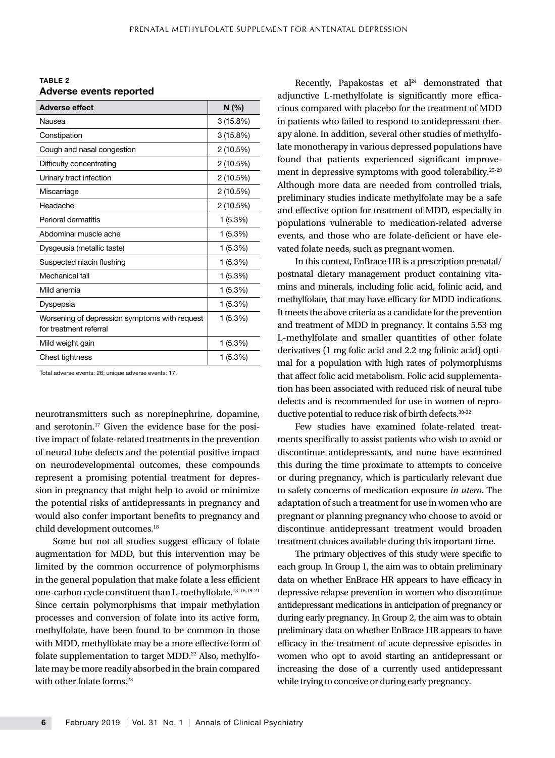**TABLE 2**
**Adverse events reported**

| Adverse effect | N (%) |
|---|---|
| Nausea | 3 (15.8%) |
| Constipation | 3 (15.8%) |
| Cough and nasal congestion | 2 (10.5%) |
| Difficulty concentrating | 2 (10.5%) |
| Urinary tract infection | 2 (10.5%) |
| Miscarriage | 2 (10.5%) |
| Headache | 2 (10.5%) |
| Perioral dermatitis | 1 (5.3%) |
| Abdominal muscle ache | 1 (5.3%) |
| Dysgeusia (metallic taste) | 1 (5.3%) |
| Suspected niacin flushing | 1 (5.3%) |
| Mechanical fall | 1 (5.3%) |
| Mild anemia | 1 (5.3%) |
| Dyspepsia | 1 (5.3%) |
| Worsening of depression symptoms with request for treatment referral | 1 (5.3%) |
| Mild weight gain | 1 (5.3%) |
| Chest tightness | 1 (5.3%) |

Total adverse events: 26; unique adverse events: 17.

neurotransmitters such as norepinephrine, dopamine, and serotonin.[17] Given the evidence base for the positive impact of folate-related treatments in the prevention of neural tube defects and the potential positive impact on neurodevelopmental outcomes, these compounds represent a promising potential treatment for depression in pregnancy that might help to avoid or minimize the potential risks of antidepressants in pregnancy and would also confer important benefits to pregnancy and child development outcomes.[18]

Some but not all studies suggest efficacy of folate augmentation for MDD, but this intervention may be limited by the common occurrence of polymorphisms in the general population that make folate a less efficient one-carbon cycle constituent than L-methylfolate.[13-16,19-21] Since certain polymorphisms that impair methylation processes and conversion of folate into its active form, methylfolate, have been found to be common in those with MDD, methylfolate may be a more effective form of folate supplementation to target MDD.[22] Also, methylfolate may be more readily absorbed in the brain compared with other folate forms.[23]

Recently, Papakostas et al[24] demonstrated that adjunctive L-methylfolate is significantly more efficacious compared with placebo for the treatment of MDD in patients who failed to respond to antidepressant therapy alone. In addition, several other studies of methylfolate monotherapy in various depressed populations have found that patients experienced significant improvement in depressive symptoms with good tolerability.[25-29] Although more data are needed from controlled trials, preliminary studies indicate methylfolate may be a safe and effective option for treatment of MDD, especially in populations vulnerable to medication-related adverse events, and those who are folate-deficient or have elevated folate needs, such as pregnant women.

In this context, EnBrace HR is a prescription prenatal/postnatal dietary management product containing vitamins and minerals, including folic acid, folinic acid, and methylfolate, that may have efficacy for MDD indications. It meets the above criteria as a candidate for the prevention and treatment of MDD in pregnancy. It contains 5.53 mg L-methylfolate and smaller quantities of other folate derivatives (1 mg folic acid and 2.2 mg folinic acid) optimal for a population with high rates of polymorphisms that affect folic acid metabolism. Folic acid supplementation has been associated with reduced risk of neural tube defects and is recommended for use in women of reproductive potential to reduce risk of birth defects.[30-32]

Few studies have examined folate-related treatments specifically to assist patients who wish to avoid or discontinue antidepressants, and none have examined this during the time proximate to attempts to conceive or during pregnancy, which is particularly relevant due to safety concerns of medication exposure *in utero*. The adaptation of such a treatment for use in women who are pregnant or planning pregnancy who choose to avoid or discontinue antidepressant treatment would broaden treatment choices available during this important time.

The primary objectives of this study were specific to each group. In Group 1, the aim was to obtain preliminary data on whether EnBrace HR appears to have efficacy in depressive relapse prevention in women who discontinue antidepressant medications in anticipation of pregnancy or during early pregnancy. In Group 2, the aim was to obtain preliminary data on whether EnBrace HR appears to have efficacy in the treatment of acute depressive episodes in women who opt to avoid starting an antidepressant or increasing the dose of a currently used antidepressant while trying to conceive or during early pregnancy.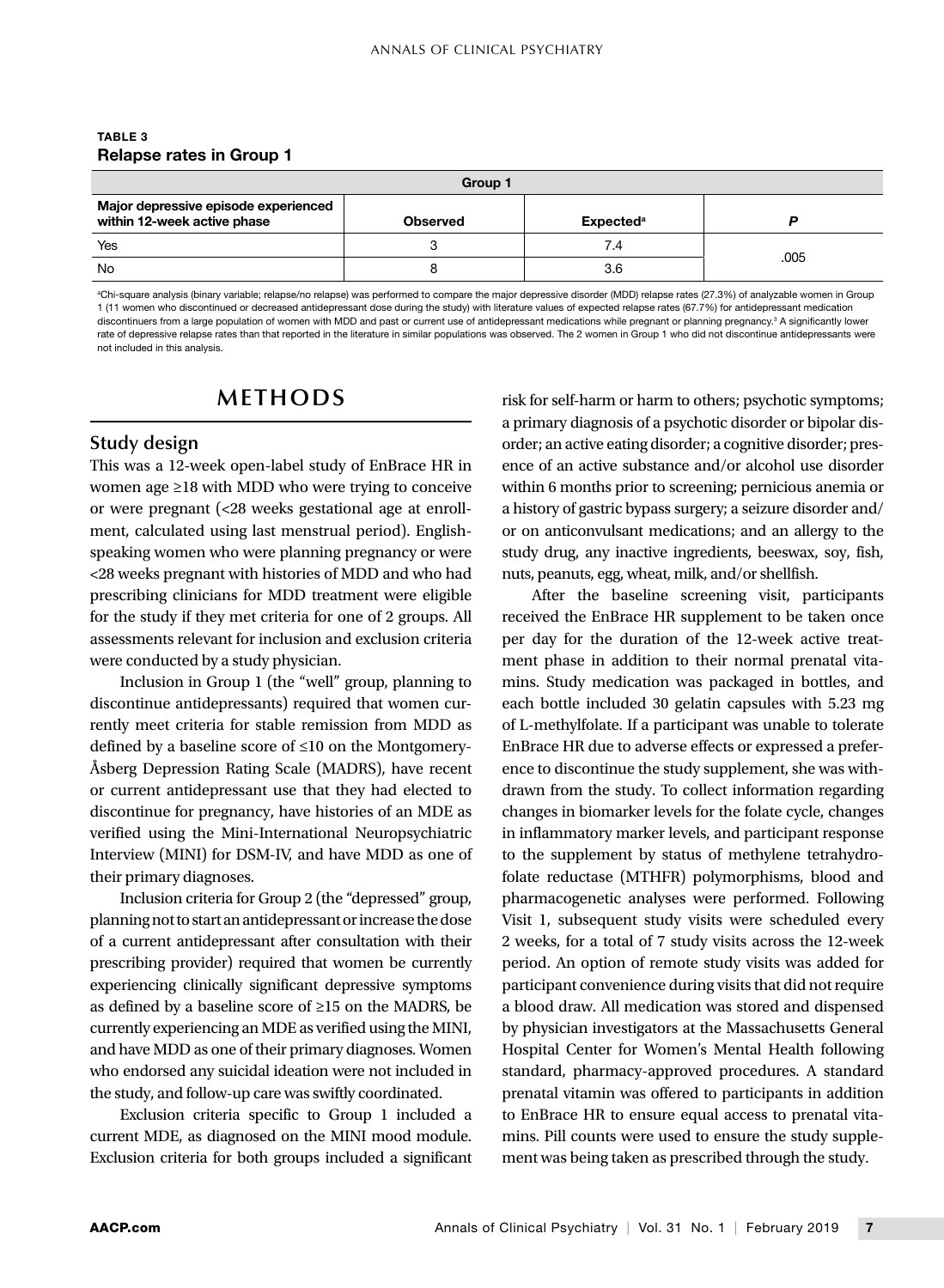**TABLE 3**
**Relapse rates in Group 1**

| Group 1 | | | |
|---|---|---|---|
| Major depressive episode experienced within 12-week active phase | Observed | Expected[a] | *P* |
| Yes | 3 | 7.4 | .005 |
| No | 8 | 3.6 | |

[a]Chi-square analysis (binary variable; relapse/no relapse) was performed to compare the major depressive disorder (MDD) relapse rates (27.3%) of analyzable women in Group 1 (11 women who discontinued or decreased antidepressant dose during the study) with literature values of expected relapse rates (67.7%) for antidepressant medication discontinuers from a large population of women with MDD and past or current use of antidepressant medications while pregnant or planning pregnancy.[3] A significantly lower rate of depressive relapse rates than that reported in the literature in similar populations was observed. The 2 women in Group 1 who did not discontinue antidepressants were not included in this analysis.

# METHODS

## Study design

This was a 12-week open-label study of EnBrace HR in women age ≥18 with MDD who were trying to conceive or were pregnant (<28 weeks gestational age at enrollment, calculated using last menstrual period). English-speaking women who were planning pregnancy or were <28 weeks pregnant with histories of MDD and who had prescribing clinicians for MDD treatment were eligible for the study if they met criteria for one of 2 groups. All assessments relevant for inclusion and exclusion criteria were conducted by a study physician.

Inclusion in Group 1 (the "well" group, planning to discontinue antidepressants) required that women currently meet criteria for stable remission from MDD as defined by a baseline score of ≤10 on the Montgomery-Åsberg Depression Rating Scale (MADRS), have recent or current antidepressant use that they had elected to discontinue for pregnancy, have histories of an MDE as verified using the Mini-International Neuropsychiatric Interview (MINI) for DSM-IV, and have MDD as one of their primary diagnoses.

Inclusion criteria for Group 2 (the "depressed" group, planning not to start an antidepressant or increase the dose of a current antidepressant after consultation with their prescribing provider) required that women be currently experiencing clinically significant depressive symptoms as defined by a baseline score of ≥15 on the MADRS, be currently experiencing an MDE as verified using the MINI, and have MDD as one of their primary diagnoses. Women who endorsed any suicidal ideation were not included in the study, and follow-up care was swiftly coordinated.

Exclusion criteria specific to Group 1 included a current MDE, as diagnosed on the MINI mood module. Exclusion criteria for both groups included a significant risk for self-harm or harm to others; psychotic symptoms; a primary diagnosis of a psychotic disorder or bipolar disorder; an active eating disorder; a cognitive disorder; presence of an active substance and/or alcohol use disorder within 6 months prior to screening; pernicious anemia or a history of gastric bypass surgery; a seizure disorder and/or on anticonvulsant medications; and an allergy to the study drug, any inactive ingredients, beeswax, soy, fish, nuts, peanuts, egg, wheat, milk, and/or shellfish.

After the baseline screening visit, participants received the EnBrace HR supplement to be taken once per day for the duration of the 12-week active treatment phase in addition to their normal prenatal vitamins. Study medication was packaged in bottles, and each bottle included 30 gelatin capsules with 5.23 mg of L-methylfolate. If a participant was unable to tolerate EnBrace HR due to adverse effects or expressed a preference to discontinue the study supplement, she was withdrawn from the study. To collect information regarding changes in biomarker levels for the folate cycle, changes in inflammatory marker levels, and participant response to the supplement by status of methylene tetrahydrofolate reductase (MTHFR) polymorphisms, blood and pharmacogenetic analyses were performed. Following Visit 1, subsequent study visits were scheduled every 2 weeks, for a total of 7 study visits across the 12-week period. An option of remote study visits was added for participant convenience during visits that did not require a blood draw. All medication was stored and dispensed by physician investigators at the Massachusetts General Hospital Center for Women's Mental Health following standard, pharmacy-approved procedures. A standard prenatal vitamin was offered to participants in addition to EnBrace HR to ensure equal access to prenatal vitamins. Pill counts were used to ensure the study supplement was being taken as prescribed through the study.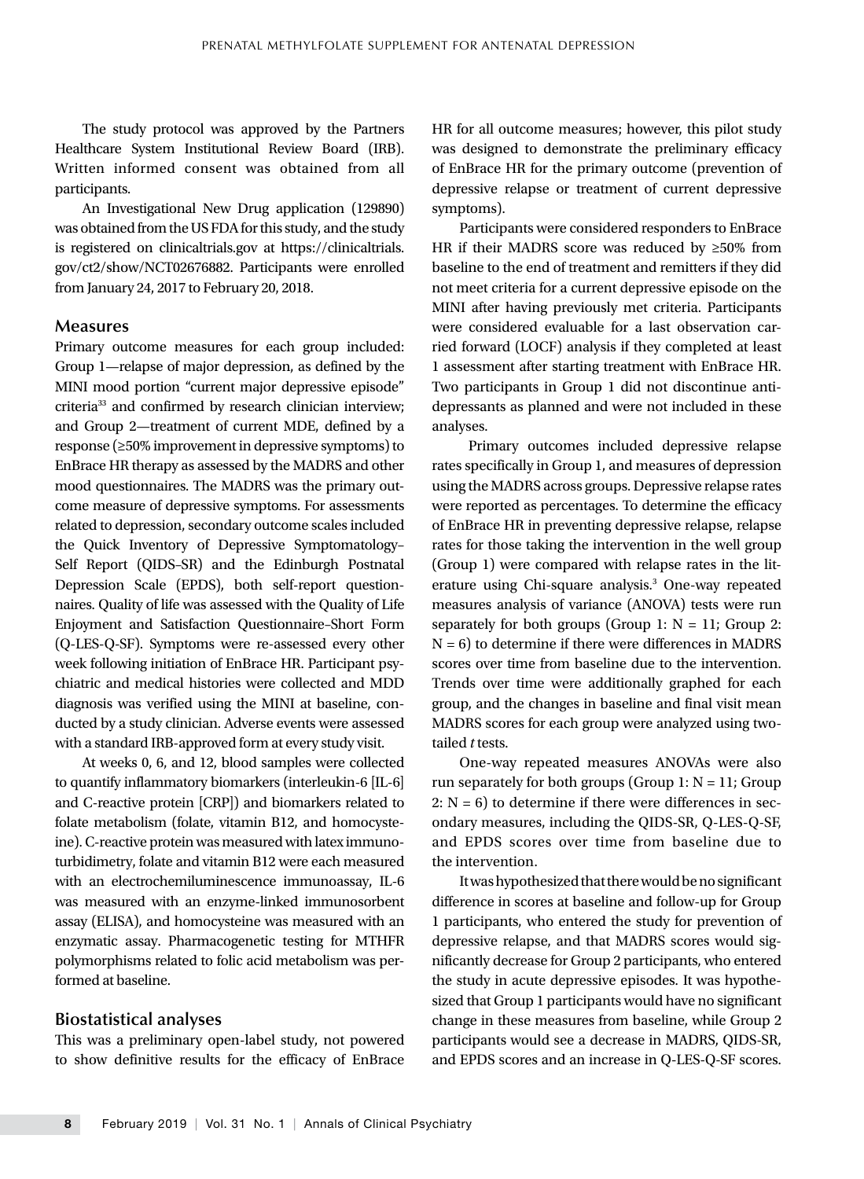The study protocol was approved by the Partners Healthcare System Institutional Review Board (IRB). Written informed consent was obtained from all participants.

An Investigational New Drug application (129890) was obtained from the US FDA for this study, and the study is registered on clinicaltrials.gov at https://clinicaltrials.gov/ct2/show/NCT02676882. Participants were enrolled from January 24, 2017 to February 20, 2018.

## Measures

Primary outcome measures for each group included: Group 1—relapse of major depression, as defined by the MINI mood portion "current major depressive episode" criteria[33] and confirmed by research clinician interview; and Group 2—treatment of current MDE, defined by a response (≥50% improvement in depressive symptoms) to EnBrace HR therapy as assessed by the MADRS and other mood questionnaires. The MADRS was the primary outcome measure of depressive symptoms. For assessments related to depression, secondary outcome scales included the Quick Inventory of Depressive Symptomatology–Self Report (QIDS-SR) and the Edinburgh Postnatal Depression Scale (EPDS), both self-report questionnaires. Quality of life was assessed with the Quality of Life Enjoyment and Satisfaction Questionnaire–Short Form (Q-LES-Q-SF). Symptoms were re-assessed every other week following initiation of EnBrace HR. Participant psychiatric and medical histories were collected and MDD diagnosis was verified using the MINI at baseline, conducted by a study clinician. Adverse events were assessed with a standard IRB-approved form at every study visit.

At weeks 0, 6, and 12, blood samples were collected to quantify inflammatory biomarkers (interleukin-6 [IL-6] and C-reactive protein [CRP]) and biomarkers related to folate metabolism (folate, vitamin B12, and homocysteine). C-reactive protein was measured with latex immunoturbidimetry, folate and vitamin B12 were each measured with an electrochemiluminescence immunoassay, IL-6 was measured with an enzyme-linked immunosorbent assay (ELISA), and homocysteine was measured with an enzymatic assay. Pharmacogenetic testing for MTHFR polymorphisms related to folic acid metabolism was performed at baseline.

## Biostatistical analyses

This was a preliminary open-label study, not powered to show definitive results for the efficacy of EnBrace HR for all outcome measures; however, this pilot study was designed to demonstrate the preliminary efficacy of EnBrace HR for the primary outcome (prevention of depressive relapse or treatment of current depressive symptoms).

Participants were considered responders to EnBrace HR if their MADRS score was reduced by ≥50% from baseline to the end of treatment and remitters if they did not meet criteria for a current depressive episode on the MINI after having previously met criteria. Participants were considered evaluable for a last observation carried forward (LOCF) analysis if they completed at least 1 assessment after starting treatment with EnBrace HR. Two participants in Group 1 did not discontinue antidepressants as planned and were not included in these analyses.

Primary outcomes included depressive relapse rates specifically in Group 1, and measures of depression using the MADRS across groups. Depressive relapse rates were reported as percentages. To determine the efficacy of EnBrace HR in preventing depressive relapse, relapse rates for those taking the intervention in the well group (Group 1) were compared with relapse rates in the literature using Chi-square analysis.[3] One-way repeated measures analysis of variance (ANOVA) tests were run separately for both groups (Group 1: $N = 11$; Group 2: $N = 6$) to determine if there were differences in MADRS scores over time from baseline due to the intervention. Trends over time were additionally graphed for each group, and the changes in baseline and final visit mean MADRS scores for each group were analyzed using two-tailed *t* tests.

One-way repeated measures ANOVAs were also run separately for both groups (Group 1: $N = 11$; Group 2: $N = 6$) to determine if there were differences in secondary measures, including the QIDS-SR, Q-LES-Q-SF, and EPDS scores over time from baseline due to the intervention.

It was hypothesized that there would be no significant difference in scores at baseline and follow-up for Group 1 participants, who entered the study for prevention of depressive relapse, and that MADRS scores would significantly decrease for Group 2 participants, who entered the study in acute depressive episodes. It was hypothesized that Group 1 participants would have no significant change in these measures from baseline, while Group 2 participants would see a decrease in MADRS, QIDS-SR, and EPDS scores and an increase in Q-LES-Q-SF scores.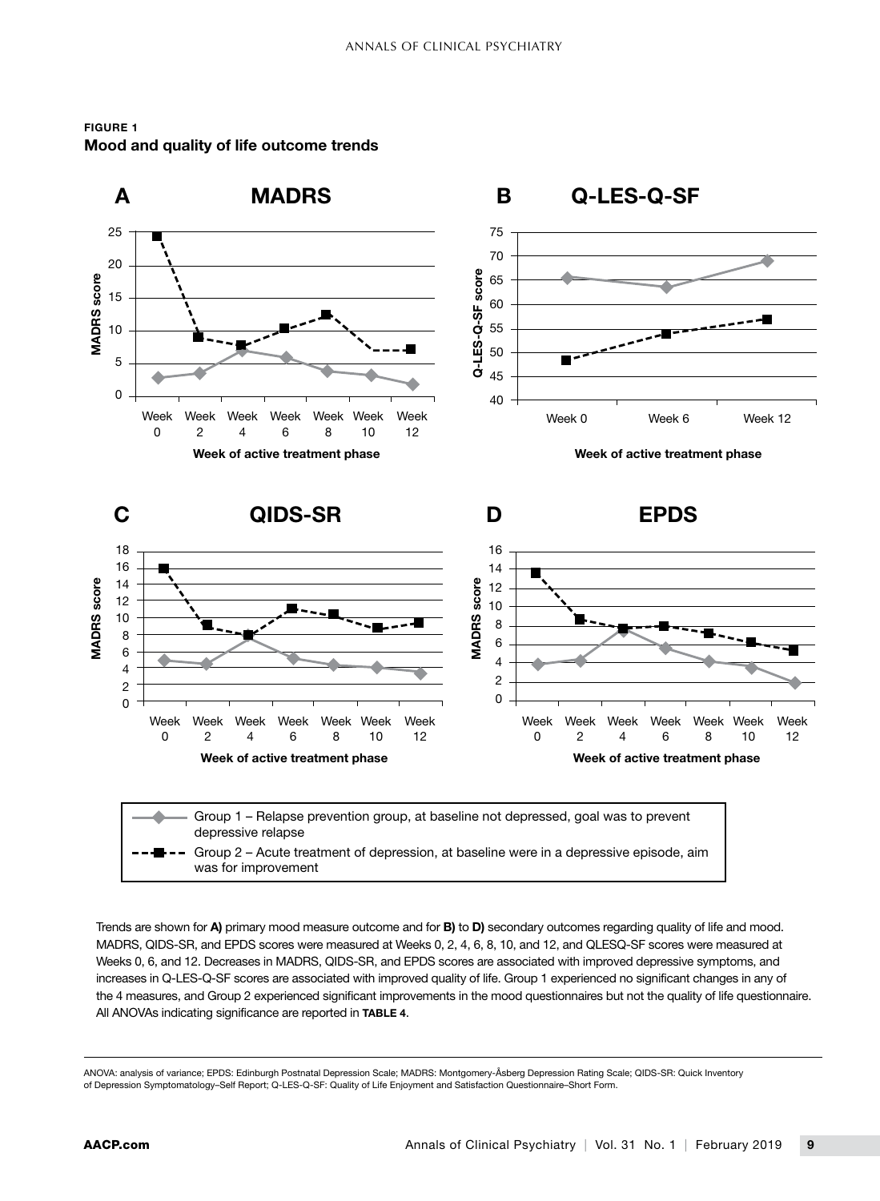**FIGURE 1**
**Mood and quality of life outcome trends**

Trends are shown for **A)** primary mood measure outcome and for **B)** to **D)** secondary outcomes regarding quality of life and mood. MADRS, QIDS-SR, and EPDS scores were measured at Weeks 0, 2, 4, 6, 8, 10, and 12, and QLESQ-SF scores were measured at Weeks 0, 6, and 12. Decreases in MADRS, QIDS-SR, and EPDS scores are associated with improved depressive symptoms, and increases in Q-LES-Q-SF scores are associated with improved quality of life. Group 1 experienced no significant changes in any of the 4 measures, and Group 2 experienced significant improvements in the mood questionnaires but not the quality of life questionnaire. All ANOVAs indicating significance are reported in **TABLE 4**.

ANOVA: analysis of variance; EPDS: Edinburgh Postnatal Depression Scale; MADRS: Montgomery-Åsberg Depression Rating Scale; QIDS-SR: Quick Inventory of Depression Symptomatology–Self Report; Q-LES-Q-SF: Quality of Life Enjoyment and Satisfaction Questionnaire–Short Form.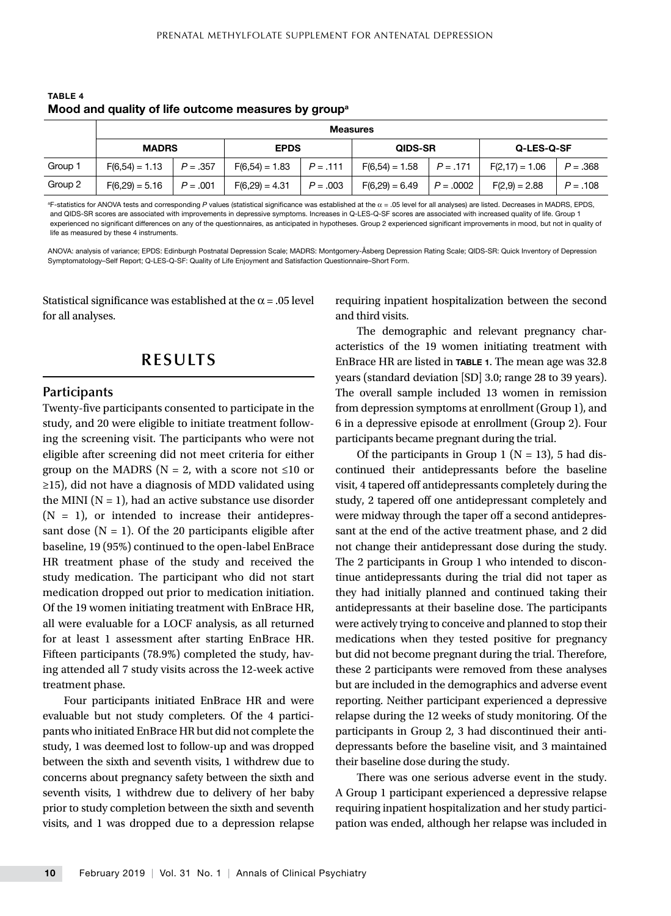**TABLE 4**
**Mood and quality of life outcome measures by group[a]**

| | Measures | | | | | | | |
|---|---|---|---|---|---|---|---|---|
| | MADRS | | EPDS | | QIDS-SR | | Q-LES-Q-SF | |
| Group 1 | $F(6,54) = 1.13$ | $P = .357$ | $F(6,54) = 1.83$ | $P = .111$ | $F(6,54) = 1.58$ | $P = .171$ | $F(2,17) = 1.06$ | $P = .368$ |
| Group 2 | $F(6,29) = 5.16$ | $P = .001$ | $F(6,29) = 4.31$ | $P = .003$ | $F(6,29) = 6.49$ | $P = .0002$ | $F(2,9) = 2.88$ | $P = .108$ |

[a]F-statistics for ANOVA tests and corresponding *P* values (statistical significance was established at the $\alpha = .05$ level for all analyses) are listed. Decreases in MADRS, EPDS, and QIDS-SR scores are associated with improvements in depressive symptoms. Increases in Q-LES-Q-SF scores are associated with increased quality of life. Group 1 experienced no significant differences on any of the questionnaires, as anticipated in hypotheses. Group 2 experienced significant improvements in mood, but not in quality of life as measured by these 4 instruments.

ANOVA: analysis of variance; EPDS: Edinburgh Postnatal Depression Scale; MADRS: Montgomery-Åsberg Depression Rating Scale; QIDS-SR: Quick Inventory of Depression Symptomatology–Self Report; Q-LES-Q-SF: Quality of Life Enjoyment and Satisfaction Questionnaire–Short Form.

Statistical significance was established at the $\alpha = .05$ level for all analyses.

## RESULTS

### Participants

Twenty-five participants consented to participate in the study, and 20 were eligible to initiate treatment following the screening visit. The participants who were not eligible after screening did not meet criteria for either group on the MADRS (N = 2, with a score not ≤10 or ≥15), did not have a diagnosis of MDD validated using the MINI (N = 1), had an active substance use disorder (N = 1), or intended to increase their antidepressant dose (N = 1). Of the 20 participants eligible after baseline, 19 (95%) continued to the open-label EnBrace HR treatment phase of the study and received the study medication. The participant who did not start medication dropped out prior to medication initiation. Of the 19 women initiating treatment with EnBrace HR, all were evaluable for a LOCF analysis, as all returned for at least 1 assessment after starting EnBrace HR. Fifteen participants (78.9%) completed the study, having attended all 7 study visits across the 12-week active treatment phase.

Four participants initiated EnBrace HR and were evaluable but not study completers. Of the 4 participants who initiated EnBrace HR but did not complete the study, 1 was deemed lost to follow-up and was dropped between the sixth and seventh visits, 1 withdrew due to concerns about pregnancy safety between the sixth and seventh visits, 1 withdrew due to delivery of her baby prior to study completion between the sixth and seventh visits, and 1 was dropped due to a depression relapse requiring inpatient hospitalization between the second and third visits.

The demographic and relevant pregnancy characteristics of the 19 women initiating treatment with EnBrace HR are listed in **TABLE 1**. The mean age was 32.8 years (standard deviation [SD] 3.0; range 28 to 39 years). The overall sample included 13 women in remission from depression symptoms at enrollment (Group 1), and 6 in a depressive episode at enrollment (Group 2). Four participants became pregnant during the trial.

Of the participants in Group 1 (N = 13), 5 had discontinued their antidepressants before the baseline visit, 4 tapered off antidepressants completely during the study, 2 tapered off one antidepressant completely and were midway through the taper off a second antidepressant at the end of the active treatment phase, and 2 did not change their antidepressant dose during the study. The 2 participants in Group 1 who intended to discontinue antidepressants during the trial did not taper as they had initially planned and continued taking their antidepressants at their baseline dose. The participants were actively trying to conceive and planned to stop their medications when they tested positive for pregnancy but did not become pregnant during the trial. Therefore, these 2 participants were removed from these analyses but are included in the demographics and adverse event reporting. Neither participant experienced a depressive relapse during the 12 weeks of study monitoring. Of the participants in Group 2, 3 had discontinued their antidepressants before the baseline visit, and 3 maintained their baseline dose during the study.

There was one serious adverse event in the study. A Group 1 participant experienced a depressive relapse requiring inpatient hospitalization and her study participation was ended, although her relapse was included in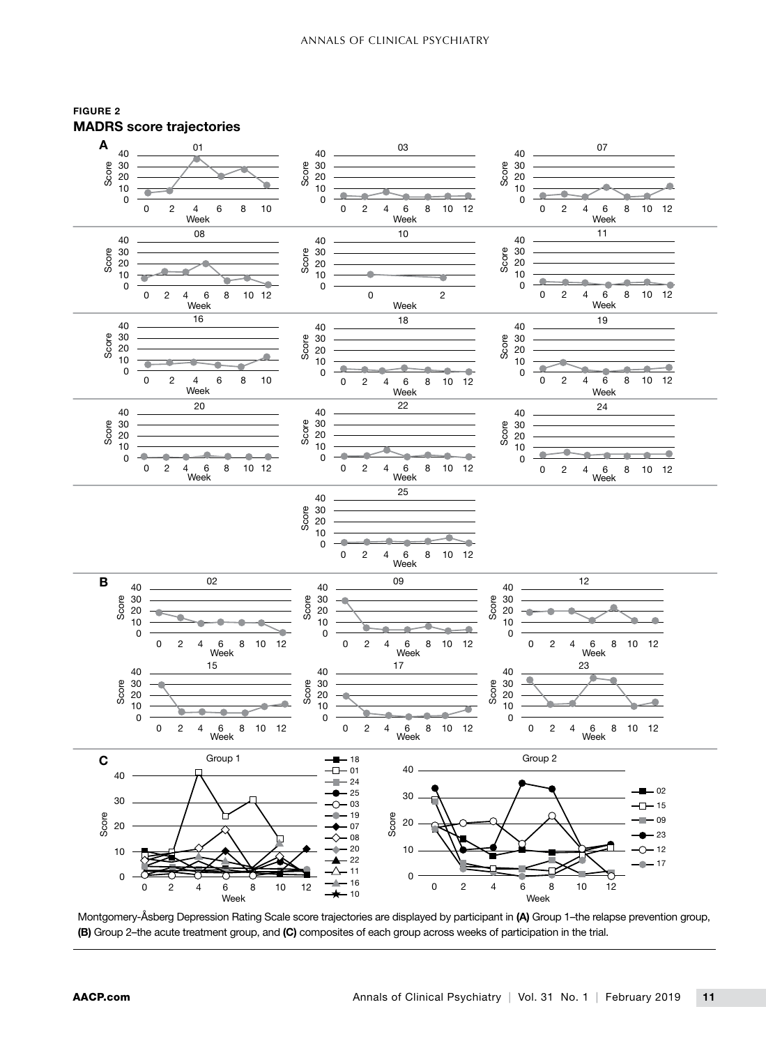**FIGURE 2**
**MADRS score trajectories**

Montgomery-Åsberg Depression Rating Scale score trajectories are displayed by participant in **(A)** Group 1–the relapse prevention group, **(B)** Group 2–the acute treatment group, and **(C)** composites of each group across weeks of participation in the trial.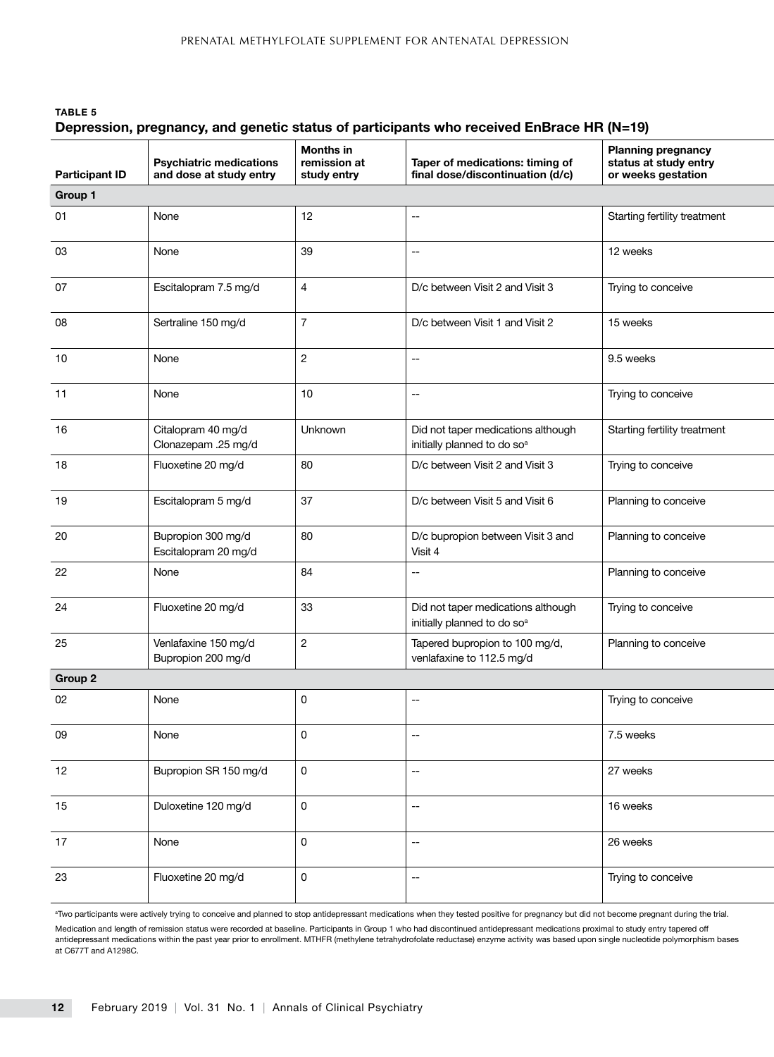**TABLE 5**
**Depression, pregnancy, and genetic status of participants who received EnBrace HR (N=19)**

| Participant ID | Psychiatric medications and dose at study entry | Months in remission at study entry | Taper of medications: timing of final dose/discontinuation (d/c) | Planning pregnancy status at study entry or weeks gestation |
|---|---|---|---|---|
| **Group 1** | | | | |
| 01 | None | 12 | -- | Starting fertility treatment |
| 03 | None | 39 | -- | 12 weeks |
| 07 | Escitalopram 7.5 mg/d | 4 | D/c between Visit 2 and Visit 3 | Trying to conceive |
| 08 | Sertraline 150 mg/d | 7 | D/c between Visit 1 and Visit 2 | 15 weeks |
| 10 | None | 2 | -- | 9.5 weeks |
| 11 | None | 10 | -- | Trying to conceive |
| 16 | Citalopram 40 mg/d Clonazepam .25 mg/d | Unknown | Did not taper medications although initially planned to do so[a] | Starting fertility treatment |
| 18 | Fluoxetine 20 mg/d | 80 | D/c between Visit 2 and Visit 3 | Trying to conceive |
| 19 | Escitalopram 5 mg/d | 37 | D/c between Visit 5 and Visit 6 | Planning to conceive |
| 20 | Bupropion 300 mg/d Escitalopram 20 mg/d | 80 | D/c bupropion between Visit 3 and Visit 4 | Planning to conceive |
| 22 | None | 84 | -- | Planning to conceive |
| 24 | Fluoxetine 20 mg/d | 33 | Did not taper medications although initially planned to do so[a] | Trying to conceive |
| 25 | Venlafaxine 150 mg/d Bupropion 200 mg/d | 2 | Tapered bupropion to 100 mg/d, venlafaxine to 112.5 mg/d | Planning to conceive |
| **Group 2** | | | | |
| 02 | None | 0 | -- | Trying to conceive |
| 09 | None | 0 | -- | 7.5 weeks |
| 12 | Bupropion SR 150 mg/d | 0 | -- | 27 weeks |
| 15 | Duloxetine 120 mg/d | 0 | -- | 16 weeks |
| 17 | None | 0 | -- | 26 weeks |
| 23 | Fluoxetine 20 mg/d | 0 | -- | Trying to conceive |

[a]Two participants were actively trying to conceive and planned to stop antidepressant medications when they tested positive for pregnancy but did not become pregnant during the trial.

Medication and length of remission status were recorded at baseline. Participants in Group 1 who had discontinued antidepressant medications proximal to study entry tapered off antidepressant medications within the past year prior to enrollment. MTHFR (methylene tetrahydrofolate reductase) enzyme activity was based upon single nucleotide polymorphism bases at C677T and A1298C.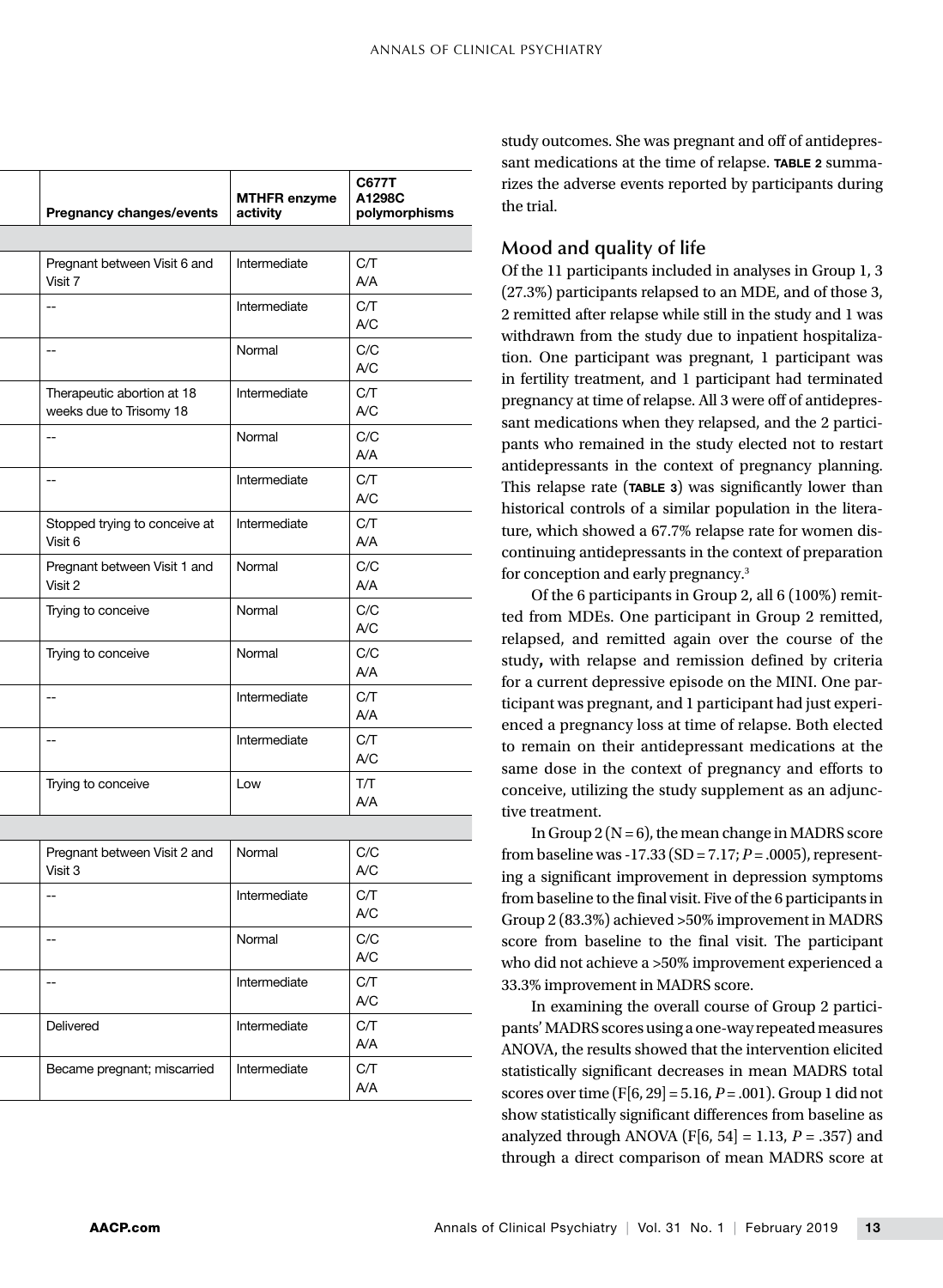| Pregnancy changes/events | MTHFR enzyme activity | C677T A1298C polymorphisms |
|---|---|---|
| | | |
| Pregnant between Visit 6 and Visit 7 | Intermediate | C/T A/A |
| -- | Intermediate | C/T A/C |
| -- | Normal | C/C A/C |
| Therapeutic abortion at 18 weeks due to Trisomy 18 | Intermediate | C/T A/C |
| -- | Normal | C/C A/A |
| -- | Intermediate | C/T A/C |
| Stopped trying to conceive at Visit 6 | Intermediate | C/T A/A |
| Pregnant between Visit 1 and Visit 2 | Normal | C/C A/A |
| Trying to conceive | Normal | C/C A/C |
| Trying to conceive | Normal | C/C A/A |
| -- | Intermediate | C/T A/A |
| -- | Intermediate | C/T A/C |
| Trying to conceive | Low | T/T A/A |
| | | |
| Pregnant between Visit 2 and Visit 3 | Normal | C/C A/C |
| -- | Intermediate | C/T A/C |
| -- | Normal | C/C A/C |
| -- | Intermediate | C/T A/C |
| Delivered | Intermediate | C/T A/A |
| Became pregnant; miscarried | Intermediate | C/T A/A |

study outcomes. She was pregnant and off of antidepressant medications at the time of relapse. **TABLE 2** summarizes the adverse events reported by participants during the trial.

## Mood and quality of life

Of the 11 participants included in analyses in Group 1, 3 (27.3%) participants relapsed to an MDE, and of those 3, 2 remitted after relapse while still in the study and 1 was withdrawn from the study due to inpatient hospitalization. One participant was pregnant, 1 participant was in fertility treatment, and 1 participant had terminated pregnancy at time of relapse. All 3 were off of antidepressant medications when they relapsed, and the 2 participants who remained in the study elected not to restart antidepressants in the context of pregnancy planning. This relapse rate (**TABLE 3**) was significantly lower than historical controls of a similar population in the literature, which showed a 67.7% relapse rate for women discontinuing antidepressants in the context of preparation for conception and early pregnancy.[3]

Of the 6 participants in Group 2, all 6 (100%) remitted from MDEs. One participant in Group 2 remitted, relapsed, and remitted again over the course of the study**,** with relapse and remission defined by criteria for a current depressive episode on the MINI. One participant was pregnant, and 1 participant had just experienced a pregnancy loss at time of relapse. Both elected to remain on their antidepressant medications at the same dose in the context of pregnancy and efforts to conceive, utilizing the study supplement as an adjunctive treatment.

In Group 2 (N = 6), the mean change in MADRS score from baseline was -17.33 (SD = 7.17; *P* = .0005), representing a significant improvement in depression symptoms from baseline to the final visit. Five of the 6 participants in Group 2 (83.3%) achieved >50% improvement in MADRS score from baseline to the final visit. The participant who did not achieve a >50% improvement experienced a 33.3% improvement in MADRS score.

In examining the overall course of Group 2 participants' MADRS scores using a one-way repeated measures ANOVA, the results showed that the intervention elicited statistically significant decreases in mean MADRS total scores over time ($F[6, 29] = 5.16$, $P = .001$). Group 1 did not show statistically significant differences from baseline as analyzed through ANOVA ($F[6, 54] = 1.13$, $P = .357$) and through a direct comparison of mean MADRS score at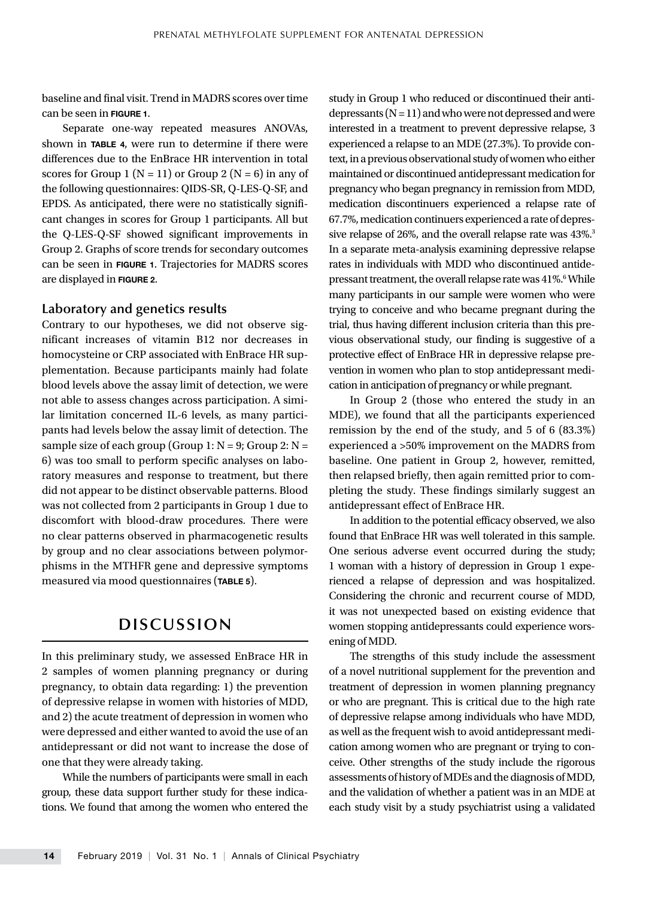baseline and final visit. Trend in MADRS scores over time can be seen in **FIGURE 1**.

Separate one-way repeated measures ANOVAs, shown in **TABLE 4**, were run to determine if there were differences due to the EnBrace HR intervention in total scores for Group 1 (N = 11) or Group 2 (N = 6) in any of the following questionnaires: QIDS-SR, Q-LES-Q-SF, and EPDS. As anticipated, there were no statistically significant changes in scores for Group 1 participants. All but the Q-LES-Q-SF showed significant improvements in Group 2. Graphs of score trends for secondary outcomes can be seen in **FIGURE 1**. Trajectories for MADRS scores are displayed in **FIGURE 2**.

### Laboratory and genetics results

Contrary to our hypotheses, we did not observe significant increases of vitamin B12 nor decreases in homocysteine or CRP associated with EnBrace HR supplementation. Because participants mainly had folate blood levels above the assay limit of detection, we were not able to assess changes across participation. A similar limitation concerned IL-6 levels, as many participants had levels below the assay limit of detection. The sample size of each group (Group 1: N = 9; Group 2: N = 6) was too small to perform specific analyses on laboratory measures and response to treatment, but there did not appear to be distinct observable patterns. Blood was not collected from 2 participants in Group 1 due to discomfort with blood-draw procedures. There were no clear patterns observed in pharmacogenetic results by group and no clear associations between polymorphisms in the MTHFR gene and depressive symptoms measured via mood questionnaires (**TABLE 5**).

## DISCUSSION

In this preliminary study, we assessed EnBrace HR in 2 samples of women planning pregnancy or during pregnancy, to obtain data regarding: 1) the prevention of depressive relapse in women with histories of MDD, and 2) the acute treatment of depression in women who were depressed and either wanted to avoid the use of an antidepressant or did not want to increase the dose of one that they were already taking.

While the numbers of participants were small in each group, these data support further study for these indications. We found that among the women who entered the study in Group 1 who reduced or discontinued their antidepressants (N = 11) and who were not depressed and were interested in a treatment to prevent depressive relapse, 3 experienced a relapse to an MDE (27.3%). To provide context, in a previous observational study of women who either maintained or discontinued antidepressant medication for pregnancy who began pregnancy in remission from MDD, medication discontinuers experienced a relapse rate of 67.7%, medication continuers experienced a rate of depressive relapse of 26%, and the overall relapse rate was 43%.[3] In a separate meta-analysis examining depressive relapse rates in individuals with MDD who discontinued antidepressant treatment, the overall relapse rate was 41%.[6] While many participants in our sample were women who were trying to conceive and who became pregnant during the trial, thus having different inclusion criteria than this previous observational study, our finding is suggestive of a protective effect of EnBrace HR in depressive relapse prevention in women who plan to stop antidepressant medication in anticipation of pregnancy or while pregnant.

In Group 2 (those who entered the study in an MDE), we found that all the participants experienced remission by the end of the study, and 5 of 6 (83.3%) experienced a >50% improvement on the MADRS from baseline. One patient in Group 2, however, remitted, then relapsed briefly, then again remitted prior to completing the study. These findings similarly suggest an antidepressant effect of EnBrace HR.

In addition to the potential efficacy observed, we also found that EnBrace HR was well tolerated in this sample. One serious adverse event occurred during the study; 1 woman with a history of depression in Group 1 experienced a relapse of depression and was hospitalized. Considering the chronic and recurrent course of MDD, it was not unexpected based on existing evidence that women stopping antidepressants could experience worsening of MDD.

The strengths of this study include the assessment of a novel nutritional supplement for the prevention and treatment of depression in women planning pregnancy or who are pregnant. This is critical due to the high rate of depressive relapse among individuals who have MDD, as well as the frequent wish to avoid antidepressant medication among women who are pregnant or trying to conceive. Other strengths of the study include the rigorous assessments of history of MDEs and the diagnosis of MDD, and the validation of whether a patient was in an MDE at each study visit by a study psychiatrist using a validated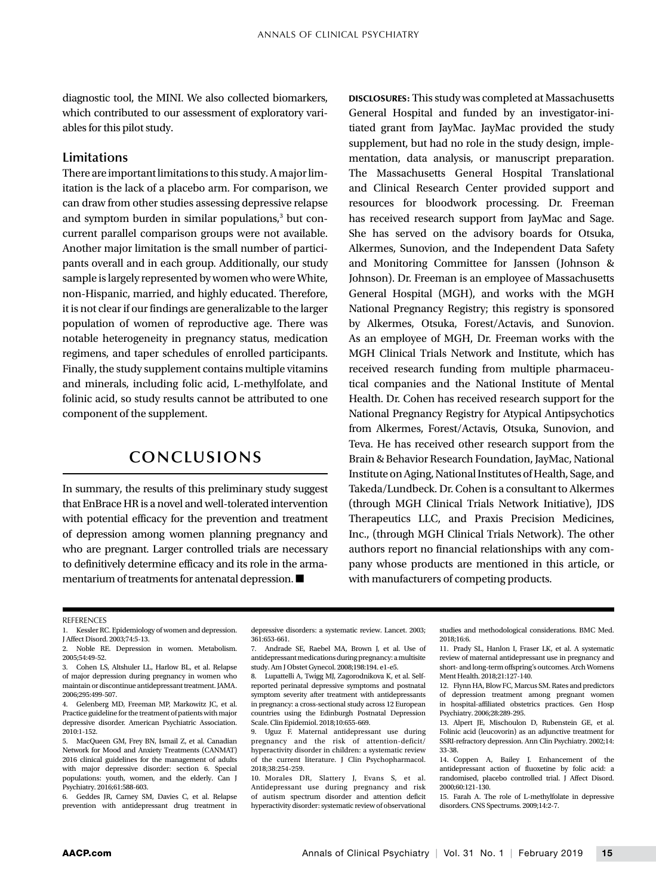diagnostic tool, the MINI. We also collected biomarkers, which contributed to our assessment of exploratory variables for this pilot study.

### Limitations

There are important limitations to this study. A major limitation is the lack of a placebo arm. For comparison, we can draw from other studies assessing depressive relapse and symptom burden in similar populations,[3] but concurrent parallel comparison groups were not available. Another major limitation is the small number of participants overall and in each group. Additionally, our study sample is largely represented by women who were White, non-Hispanic, married, and highly educated. Therefore, it is not clear if our findings are generalizable to the larger population of women of reproductive age. There was notable heterogeneity in pregnancy status, medication regimens, and taper schedules of enrolled participants. Finally, the study supplement contains multiple vitamins and minerals, including folic acid, L-methylfolate, and folinic acid, so study results cannot be attributed to one component of the supplement.

## CONCLUSIONS

In summary, the results of this preliminary study suggest that EnBrace HR is a novel and well-tolerated intervention with potential efficacy for the prevention and treatment of depression among women planning pregnancy and who are pregnant. Larger controlled trials are necessary to definitively determine efficacy and its role in the armamentarium of treatments for antenatal depression. ■

**DISCLOSURES:** This study was completed at Massachusetts General Hospital and funded by an investigator-initiated grant from JayMac. JayMac provided the study supplement, but had no role in the study design, implementation, data analysis, or manuscript preparation. The Massachusetts General Hospital Translational and Clinical Research Center provided support and resources for bloodwork processing. Dr. Freeman has received research support from JayMac and Sage. She has served on the advisory boards for Otsuka, Alkermes, Sunovion, and the Independent Data Safety and Monitoring Committee for Janssen (Johnson & Johnson). Dr. Freeman is an employee of Massachusetts General Hospital (MGH), and works with the MGH National Pregnancy Registry; this registry is sponsored by Alkermes, Otsuka, Forest/Actavis, and Sunovion. As an employee of MGH, Dr. Freeman works with the MGH Clinical Trials Network and Institute, which has received research funding from multiple pharmaceutical companies and the National Institute of Mental Health. Dr. Cohen has received research support for the National Pregnancy Registry for Atypical Antipsychotics from Alkermes, Forest/Actavis, Otsuka, Sunovion, and Teva. He has received other research support from the Brain & Behavior Research Foundation, JayMac, National Institute on Aging, National Institutes of Health, Sage, and Takeda/Lundbeck. Dr. Cohen is a consultant to Alkermes (through MGH Clinical Trials Network Initiative), JDS Therapeutics LLC, and Praxis Precision Medicines, Inc., (through MGH Clinical Trials Network). The other authors report no financial relationships with any company whose products are mentioned in this article, or with manufacturers of competing products.

### REFERENCES

1. Kessler RC. Epidemiology of women and depression. J Affect Disord. 2003;74:5-13.
2. Noble RE. Depression in women. Metabolism. 2005;54:49-52.
3. Cohen LS, Altshuler LL, Harlow BL, et al. Relapse of major depression during pregnancy in women who maintain or discontinue antidepressant treatment. JAMA. 2006;295:499-507.
4. Gelenberg MD, Freeman MP, Markowitz JC, et al. Practice guideline for the treatment of patients with major depressive disorder. American Psychiatric Association. 2010:1-152.
5. MacQueen GM, Frey BN, Ismail Z, et al. Canadian Network for Mood and Anxiety Treatments (CANMAT) 2016 clinical guidelines for the management of adults with major depressive disorder: section 6. Special populations: youth, women, and the elderly. Can J Psychiatry. 2016;61:588-603.
6. Geddes JR, Carney SM, Davies C, et al. Relapse prevention with antidepressant drug treatment in depressive disorders: a systematic review. Lancet. 2003; 361:653-661.
7. Andrade SE, Raebel MA, Brown J, et al. Use of antidepressant medications during pregnancy: a multisite study. Am J Obstet Gynecol. 2008;198:194. e1-e5.
8. Lupattelli A, Twigg MJ, Zagorodnikova K, et al. Self-reported perinatal depressive symptoms and postnatal symptom severity after treatment with antidepressants in pregnancy: a cross-sectional study across 12 European countries using the Edinburgh Postnatal Depression Scale. Clin Epidemiol. 2018;10:655-669.
9. Uguz F. Maternal antidepressant use during pregnancy and the risk of attention-deficit/hyperactivity disorder in children: a systematic review of the current literature. J Clin Psychopharmacol. 2018;38:254-259.
10. Morales DR, Slattery J, Evans S, et al. Antidepressant use during pregnancy and risk of autism spectrum disorder and attention deficit hyperactivity disorder: systematic review of observational studies and methodological considerations. BMC Med. 2018;16:6.
11. Prady SL, Hanlon I, Fraser LK, et al. A systematic review of maternal antidepressant use in pregnancy and short- and long-term offspring's outcomes. Arch Womens Ment Health. 2018;21:127-140.
12. Flynn HA, Blow FC, Marcus SM. Rates and predictors of depression treatment among pregnant women in hospital-affiliated obstetrics practices. Gen Hosp Psychiatry. 2006;28:289-295.
13. Alpert JE, Mischoulon D, Rubenstein GE, et al. Folinic acid (leucovorin) as an adjunctive treatment for SSRI-refractory depression. Ann Clin Psychiatry. 2002;14: 33-38.
14. Coppen A, Bailey J. Enhancement of the antidepressant action of fluoxetine by folic acid: a randomised, placebo controlled trial. J Affect Disord. 2000;60:121-130.
15. Farah A. The role of L-methylfolate in depressive disorders. CNS Spectrums. 2009;14:2-7.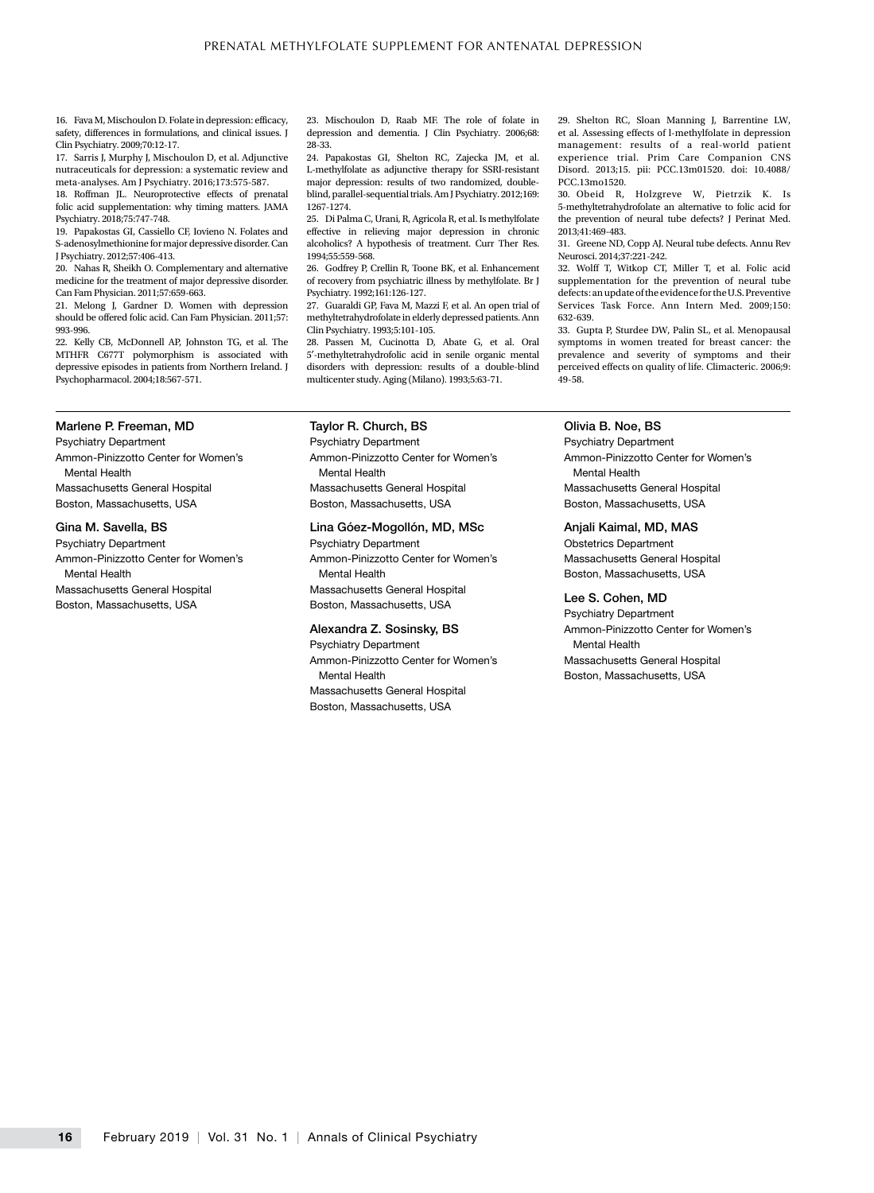16. Fava M, Mischoulon D. Folate in depression: efficacy, safety, differences in formulations, and clinical issues. J Clin Psychiatry. 2009;70:12-17.

17. Sarris J, Murphy J, Mischoulon D, et al. Adjunctive nutraceuticals for depression: a systematic review and meta-analyses. Am J Psychiatry. 2016;173:575-587.

18. Roffman JL. Neuroprotective effects of prenatal folic acid supplementation: why timing matters. JAMA Psychiatry. 2018;75:747-748.

19. Papakostas GI, Cassiello CF, Iovieno N. Folates and S-adenosylmethionine for major depressive disorder. Can J Psychiatry. 2012;57:406-413.

20. Nahas R, Sheikh O. Complementary and alternative medicine for the treatment of major depressive disorder. Can Fam Physician. 2011;57:659-663.

21. Melong J, Gardner D. Women with depression should be offered folic acid. Can Fam Physician. 2011;57: 993-996.

22. Kelly CB, McDonnell AP, Johnston TG, et al. The MTHFR C677T polymorphism is associated with depressive episodes in patients from Northern Ireland. J Psychopharmacol. 2004;18:567-571.

23. Mischoulon D, Raab MF. The role of folate in depression and dementia. J Clin Psychiatry. 2006;68: 28-33.

24. Papakostas GI, Shelton RC, Zajecka JM, et al. L-methylfolate as adjunctive therapy for SSRI-resistant major depression: results of two randomized, double-blind, parallel-sequential trials. Am J Psychiatry. 2012;169: 1267-1274.

25. Di Palma C, Urani, R, Agricola R, et al. Is methylfolate effective in relieving major depression in chronic alcoholics? A hypothesis of treatment. Curr Ther Res. 1994;55:559-568.

26. Godfrey P, Crellin R, Toone BK, et al. Enhancement of recovery from psychiatric illness by methylfolate. Br J Psychiatry. 1992;161:126-127.

27. Guaraldi GP, Fava M, Mazzi F, et al. An open trial of methyltetrahydrofolate in elderly depressed patients. Ann Clin Psychiatry. 1993;5:101-105.

28. Passen M, Cucinotta D, Abate G, et al. Oral 5′-methyltetrahydrofolic acid in senile organic mental disorders with depression: results of a double-blind multicenter study. Aging (Milano). 1993;5:63-71.

29. Shelton RC, Sloan Manning J, Barrentine LW, et al. Assessing effects of l-methylfolate in depression management: results of a real-world patient experience trial. Prim Care Companion CNS Disord. 2013;15. pii: PCC.13m01520. doi: 10.4088/PCC.13mo1520.

30. Obeid R, Holzgreve W, Pietrzik K. Is 5-methyltetrahydrofolate an alternative to folic acid for the prevention of neural tube defects? J Perinat Med. 2013;41:469-483.

31. Greene ND, Copp AJ. Neural tube defects. Annu Rev Neurosci. 2014;37:221-242.

32. Wolff T, Witkop CT, Miller T, et al. Folic acid supplementation for the prevention of neural tube defects: an update of the evidence for the U.S. Preventive Services Task Force. Ann Intern Med. 2009;150: 632-639.

33. Gupta P, Sturdee DW, Palin SL, et al. Menopausal symptoms in women treated for breast cancer: the prevalence and severity of symptoms and their perceived effects on quality of life. Climacteric. 2006;9: 49-58.

---

**Marlene P. Freeman, MD**
Psychiatry Department
Ammon-Pinizzotto Center for Women's Mental Health
Massachusetts General Hospital
Boston, Massachusetts, USA

**Gina M. Savella, BS**
Psychiatry Department
Ammon-Pinizzotto Center for Women's Mental Health
Massachusetts General Hospital
Boston, Massachusetts, USA

**Taylor R. Church, BS**
Psychiatry Department
Ammon-Pinizzotto Center for Women's Mental Health
Massachusetts General Hospital
Boston, Massachusetts, USA

**Lina Góez-Mogollón, MD, MSc**
Psychiatry Department
Ammon-Pinizzotto Center for Women's Mental Health
Massachusetts General Hospital
Boston, Massachusetts, USA

**Alexandra Z. Sosinsky, BS**
Psychiatry Department
Ammon-Pinizzotto Center for Women's Mental Health
Massachusetts General Hospital
Boston, Massachusetts, USA

**Olivia B. Noe, BS**
Psychiatry Department
Ammon-Pinizzotto Center for Women's Mental Health
Massachusetts General Hospital
Boston, Massachusetts, USA

**Anjali Kaimal, MD, MAS**
Obstetrics Department
Massachusetts General Hospital
Boston, Massachusetts, USA

**Lee S. Cohen, MD**
Psychiatry Department
Ammon-Pinizzotto Center for Women's Mental Health
Massachusetts General Hospital
Boston, Massachusetts, USA